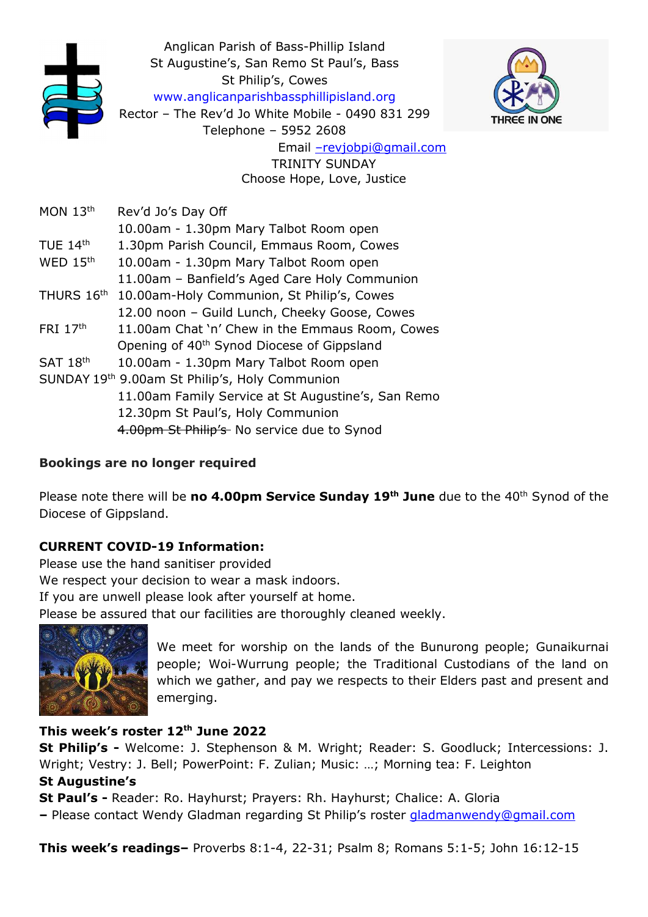Anglican Parish of Bass-Phillip Island
St Augustine's, San Remo St Paul's, Bass
St Philip's, Cowes
www.anglicanparishbassphillipisland.org
Rector – The Rev'd Jo White Mobile - 0490 831 299
Telephone – 5952 2608
Email –revjobpi@gmail.com

TRINITY SUNDAY
Choose Hope, Love, Justice

| | |
|---|---|
| MON 13th | Rev'd Jo's Day Off |
| | 10.00am - 1.30pm Mary Talbot Room open |
| TUE 14th | 1.30pm Parish Council, Emmaus Room, Cowes |
| WED 15th | 10.00am - 1.30pm Mary Talbot Room open |
| | 11.00am – Banfield's Aged Care Holy Communion |
| THURS 16th | 10.00am-Holy Communion, St Philip's, Cowes |
| | 12.00 noon – Guild Lunch, Cheeky Goose, Cowes |
| FRI 17th | 11.00am Chat 'n' Chew in the Emmaus Room, Cowes |
| | Opening of 40th Synod Diocese of Gippsland |
| SAT 18th | 10.00am - 1.30pm Mary Talbot Room open |
| SUNDAY 19th | 9.00am St Philip's, Holy Communion |
| | 11.00am Family Service at St Augustine's, San Remo |
| | 12.30pm St Paul's, Holy Communion |
| | ~~4.00pm St Philip's~~ No service due to Synod |

**Bookings are no longer required**

Please note there will be **no 4.00pm Service Sunday 19th June** due to the 40th Synod of the Diocese of Gippsland.

**CURRENT COVID-19 Information:**
Please use the hand sanitiser provided
We respect your decision to wear a mask indoors.
If you are unwell please look after yourself at home.
Please be assured that our facilities are thoroughly cleaned weekly.

We meet for worship on the lands of the Bunurong people; Gunaikurnai people; Woi-Wurrung people; the Traditional Custodians of the land on which we gather, and pay we respects to their Elders past and present and emerging.

**This week's roster 12th June 2022**
**St Philip's -** Welcome: J. Stephenson & M. Wright; Reader: S. Goodluck; Intercessions: J. Wright; Vestry: J. Bell; PowerPoint: F. Zulian; Music: …; Morning tea: F. Leighton
**St Augustine's**
**St Paul's -** Reader: Ro. Hayhurst; Prayers: Rh. Hayhurst; Chalice: A. Gloria
**–** Please contact Wendy Gladman regarding St Philip's roster gladmanwendy@gmail.com

**This week's readings–** Proverbs 8:1-4, 22-31; Psalm 8; Romans 5:1-5; John 16:12-15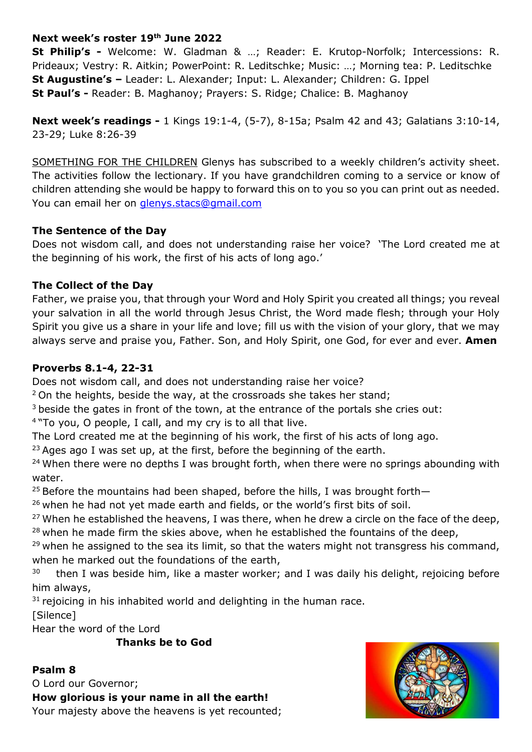**Next week's roster 19th June 2022**

**St Philip's -** Welcome: W. Gladman & …; Reader: E. Krutop-Norfolk; Intercessions: R. Prideaux; Vestry: R. Aitkin; PowerPoint: R. Leditschke; Music: …; Morning tea: P. Leditschke

**St Augustine's –** Leader: L. Alexander; Input: L. Alexander; Children: G. Ippel

**St Paul's -** Reader: B. Maghanoy; Prayers: S. Ridge; Chalice: B. Maghanoy

**Next week's readings -** 1 Kings 19:1-4, (5-7), 8-15a; Psalm 42 and 43; Galatians 3:10-14, 23-29; Luke 8:26-39

SOMETHING FOR THE CHILDREN Glenys has subscribed to a weekly children's activity sheet. The activities follow the lectionary. If you have grandchildren coming to a service or know of children attending she would be happy to forward this on to you so you can print out as needed. You can email her on glenys.stacs@gmail.com

**The Sentence of the Day**

Does not wisdom call, and does not understanding raise her voice? 'The Lord created me at the beginning of his work, the first of his acts of long ago.'

**The Collect of the Day**

Father, we praise you, that through your Word and Holy Spirit you created all things; you reveal your salvation in all the world through Jesus Christ, the Word made flesh; through your Holy Spirit you give us a share in your life and love; fill us with the vision of your glory, that we may always serve and praise you, Father. Son, and Holy Spirit, one God, for ever and ever. **Amen**

**Proverbs 8.1-4, 22-31**

Does not wisdom call, and does not understanding raise her voice?
2 On the heights, beside the way, at the crossroads she takes her stand;
3 beside the gates in front of the town, at the entrance of the portals she cries out:
4 "To you, O people, I call, and my cry is to all that live.
The Lord created me at the beginning of his work, the first of his acts of long ago.
23 Ages ago I was set up, at the first, before the beginning of the earth.
24 When there were no depths I was brought forth, when there were no springs abounding with water.
25 Before the mountains had been shaped, before the hills, I was brought forth—
26 when he had not yet made earth and fields, or the world's first bits of soil.
27 When he established the heavens, I was there, when he drew a circle on the face of the deep,
28 when he made firm the skies above, when he established the fountains of the deep,
29 when he assigned to the sea its limit, so that the waters might not transgress his command, when he marked out the foundations of the earth,
30 then I was beside him, like a master worker; and I was daily his delight, rejoicing before him always,
31 rejoicing in his inhabited world and delighting in the human race.
[Silence]
Hear the word of the Lord
**Thanks be to God**

**Psalm 8**

O Lord our Governor;
**How glorious is your name in all the earth!**
Your majesty above the heavens is yet recounted;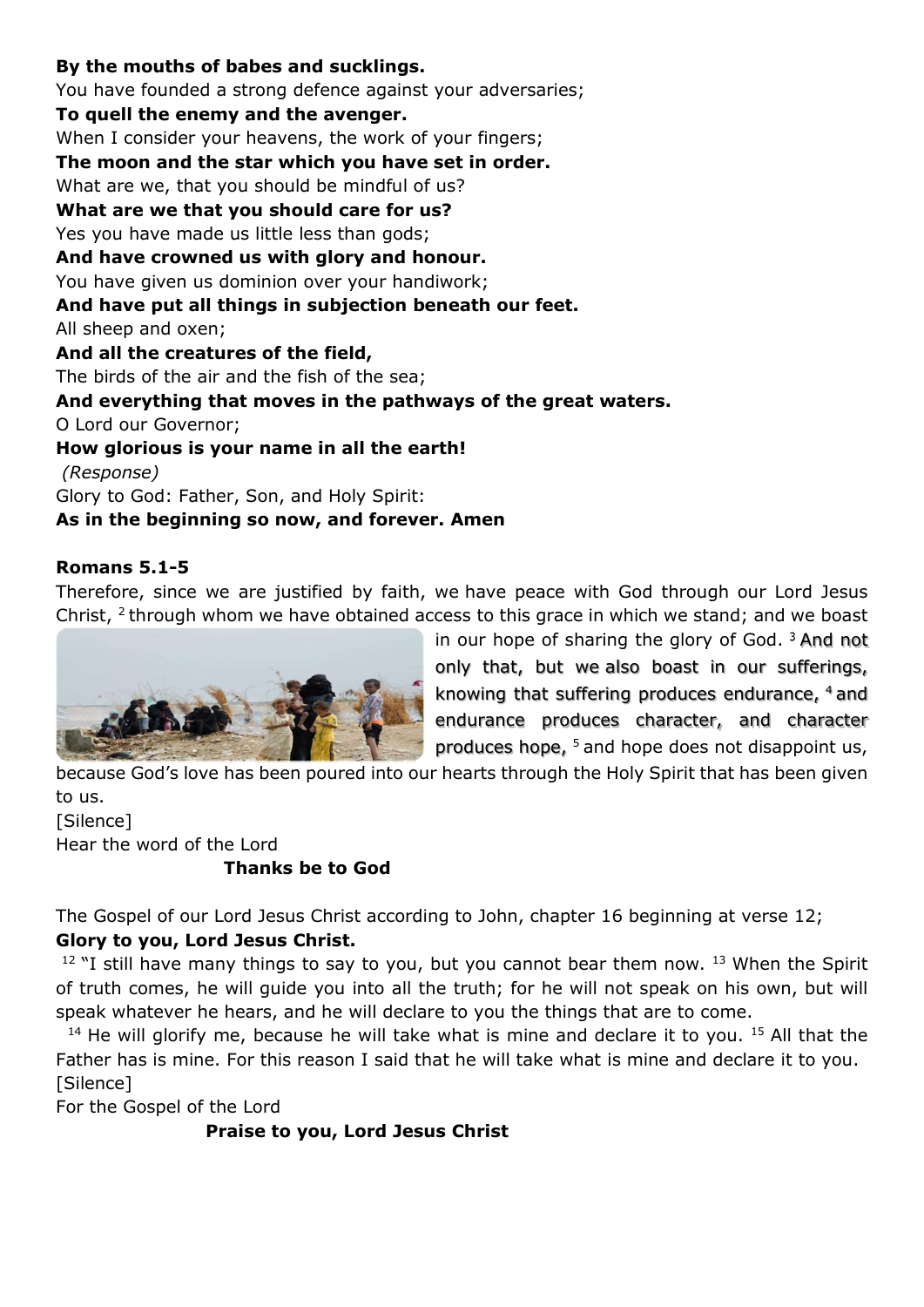**By the mouths of babes and sucklings.**
You have founded a strong defence against your adversaries;
**To quell the enemy and the avenger.**
When I consider your heavens, the work of your fingers;
**The moon and the star which you have set in order.**
What are we, that you should be mindful of us?
**What are we that you should care for us?**
Yes you have made us little less than gods;
**And have crowned us with glory and honour.**
You have given us dominion over your handiwork;
**And have put all things in subjection beneath our feet.**
All sheep and oxen;
**And all the creatures of the field,**
The birds of the air and the fish of the sea;
**And everything that moves in the pathways of the great waters.**
O Lord our Governor;
**How glorious is your name in all the earth!**
*(Response)*
Glory to God: Father, Son, and Holy Spirit:
**As in the beginning so now, and forever. Amen**

**Romans 5.1-5**

Therefore, since we are justified by faith, we have peace with God through our Lord Jesus Christ, [2] through whom we have obtained access to this grace in which we stand; and we boast in our hope of sharing the glory of God. [3] And not only that, but we also boast in our sufferings, knowing that suffering produces endurance, [4] and endurance produces character, and character produces hope, [5] and hope does not disappoint us, because God's love has been poured into our hearts through the Holy Spirit that has been given to us.
[Silence]
Hear the word of the Lord
**Thanks be to God**

The Gospel of our Lord Jesus Christ according to John, chapter 16 beginning at verse 12;
**Glory to you, Lord Jesus Christ.**

[12] "I still have many things to say to you, but you cannot bear them now. [13] When the Spirit of truth comes, he will guide you into all the truth; for he will not speak on his own, but will speak whatever he hears, and he will declare to you the things that are to come.

[14] He will glorify me, because he will take what is mine and declare it to you. [15] All that the Father has is mine. For this reason I said that he will take what is mine and declare it to you.
[Silence]
For the Gospel of the Lord
**Praise to you, Lord Jesus Christ**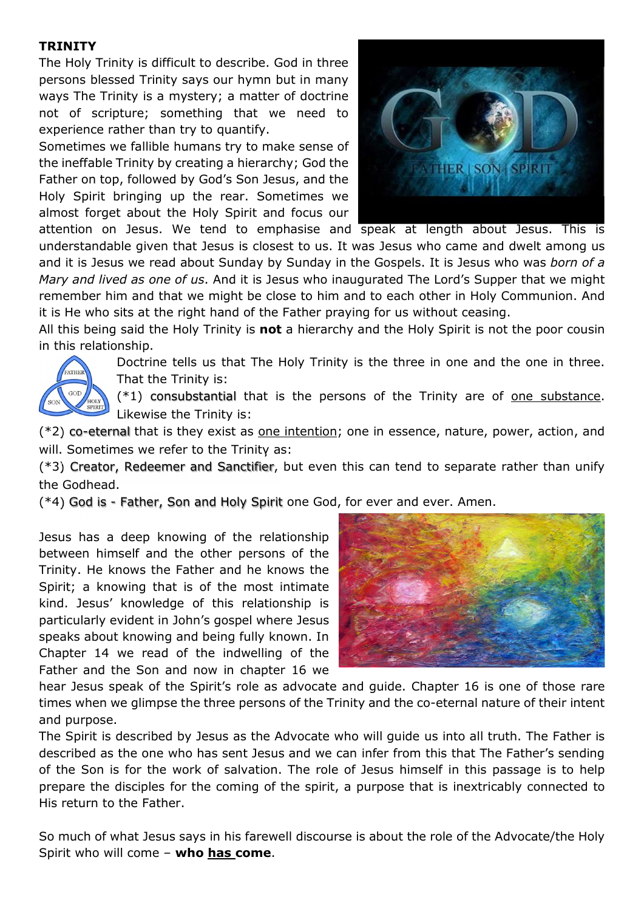**TRINITY**

The Holy Trinity is difficult to describe. God in three persons blessed Trinity says our hymn but in many ways The Trinity is a mystery; a matter of doctrine not of scripture; something that we need to experience rather than try to quantify.

Sometimes we fallible humans try to make sense of the ineffable Trinity by creating a hierarchy; God the Father on top, followed by God's Son Jesus, and the Holy Spirit bringing up the rear. Sometimes we almost forget about the Holy Spirit and focus our attention on Jesus. We tend to emphasise and speak at length about Jesus. This is understandable given that Jesus is closest to us. It was Jesus who came and dwelt among us and it is Jesus we read about Sunday by Sunday in the Gospels. It is Jesus who was *born of a Mary and lived as one of us*. And it is Jesus who inaugurated The Lord's Supper that we might remember him and that we might be close to him and to each other in Holy Communion. And it is He who sits at the right hand of the Father praying for us without ceasing.

All this being said the Holy Trinity is **not** a hierarchy and the Holy Spirit is not the poor cousin in this relationship.

Doctrine tells us that The Holy Trinity is the three in one and the one in three. That the Trinity is:

(*1) consubstantial that is the persons of the Trinity are of <u>one substance</u>. Likewise the Trinity is:

(*2) co-eternal that is they exist as <u>one intention</u>; one in essence, nature, power, action, and will. Sometimes we refer to the Trinity as:

(*3) Creator, Redeemer and Sanctifier, but even this can tend to separate rather than unify the Godhead.

(*4) God is - Father, Son and Holy Spirit one God, for ever and ever. Amen.

Jesus has a deep knowing of the relationship between himself and the other persons of the Trinity. He knows the Father and he knows the Spirit; a knowing that is of the most intimate kind. Jesus' knowledge of this relationship is particularly evident in John's gospel where Jesus speaks about knowing and being fully known. In Chapter 14 we read of the indwelling of the Father and the Son and now in chapter 16 we hear Jesus speak of the Spirit's role as advocate and guide. Chapter 16 is one of those rare times when we glimpse the three persons of the Trinity and the co-eternal nature of their intent and purpose.

The Spirit is described by Jesus as the Advocate who will guide us into all truth. The Father is described as the one who has sent Jesus and we can infer from this that The Father's sending of the Son is for the work of salvation. The role of Jesus himself in this passage is to help prepare the disciples for the coming of the spirit, a purpose that is inextricably connected to His return to the Father.

So much of what Jesus says in his farewell discourse is about the role of the Advocate/the Holy Spirit who will come – **who <u>has</u> come**.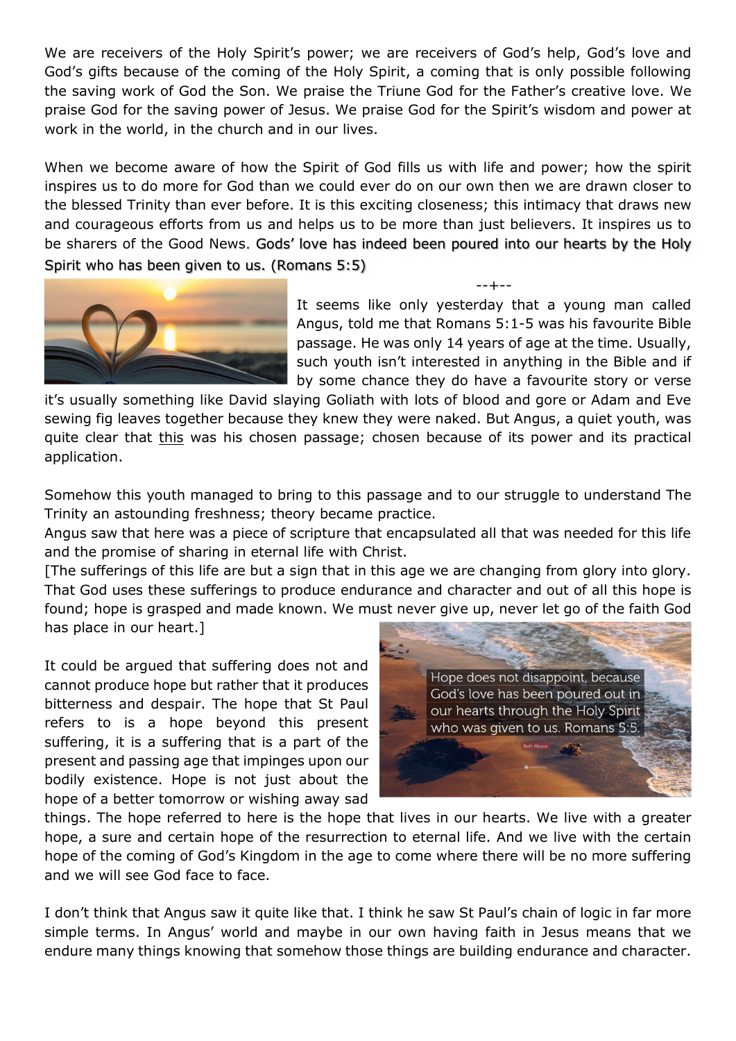We are receivers of the Holy Spirit's power; we are receivers of God's help, God's love and God's gifts because of the coming of the Holy Spirit, a coming that is only possible following the saving work of God the Son. We praise the Triune God for the Father's creative love. We praise God for the saving power of Jesus. We praise God for the Spirit's wisdom and power at work in the world, in the church and in our lives.

When we become aware of how the Spirit of God fills us with life and power; how the spirit inspires us to do more for God than we could ever do on our own then we are drawn closer to the blessed Trinity than ever before. It is this exciting closeness; this intimacy that draws new and courageous efforts from us and helps us to be more than just believers. It inspires us to be sharers of the Good News. Gods' love has indeed been poured into our hearts by the Holy Spirit who has been given to us. (Romans 5:5)

--+--

It seems like only yesterday that a young man called Angus, told me that Romans 5:1-5 was his favourite Bible passage. He was only 14 years of age at the time. Usually, such youth isn't interested in anything in the Bible and if by some chance they do have a favourite story or verse it's usually something like David slaying Goliath with lots of blood and gore or Adam and Eve sewing fig leaves together because they knew they were naked. But Angus, a quiet youth, was quite clear that <u>this</u> was his chosen passage; chosen because of its power and its practical application.

Somehow this youth managed to bring to this passage and to our struggle to understand The Trinity an astounding freshness; theory became practice.
Angus saw that here was a piece of scripture that encapsulated all that was needed for this life and the promise of sharing in eternal life with Christ.
[The sufferings of this life are but a sign that in this age we are changing from glory into glory. That God uses these sufferings to produce endurance and character and out of all this hope is found; hope is grasped and made known. We must never give up, never let go of the faith God has place in our heart.]

It could be argued that suffering does not and cannot produce hope but rather that it produces bitterness and despair. The hope that St Paul refers to is a hope beyond this present suffering, it is a suffering that is a part of the present and passing age that impinges upon our bodily existence. Hope is not just about the hope of a better tomorrow or wishing away sad things. The hope referred to here is the hope that lives in our hearts. We live with a greater hope, a sure and certain hope of the resurrection to eternal life. And we live with the certain hope of the coming of God's Kingdom in the age to come where there will be no more suffering and we will see God face to face.

I don't think that Angus saw it quite like that. I think he saw St Paul's chain of logic in far more simple terms. In Angus' world and maybe in our own having faith in Jesus means that we endure many things knowing that somehow those things are building endurance and character.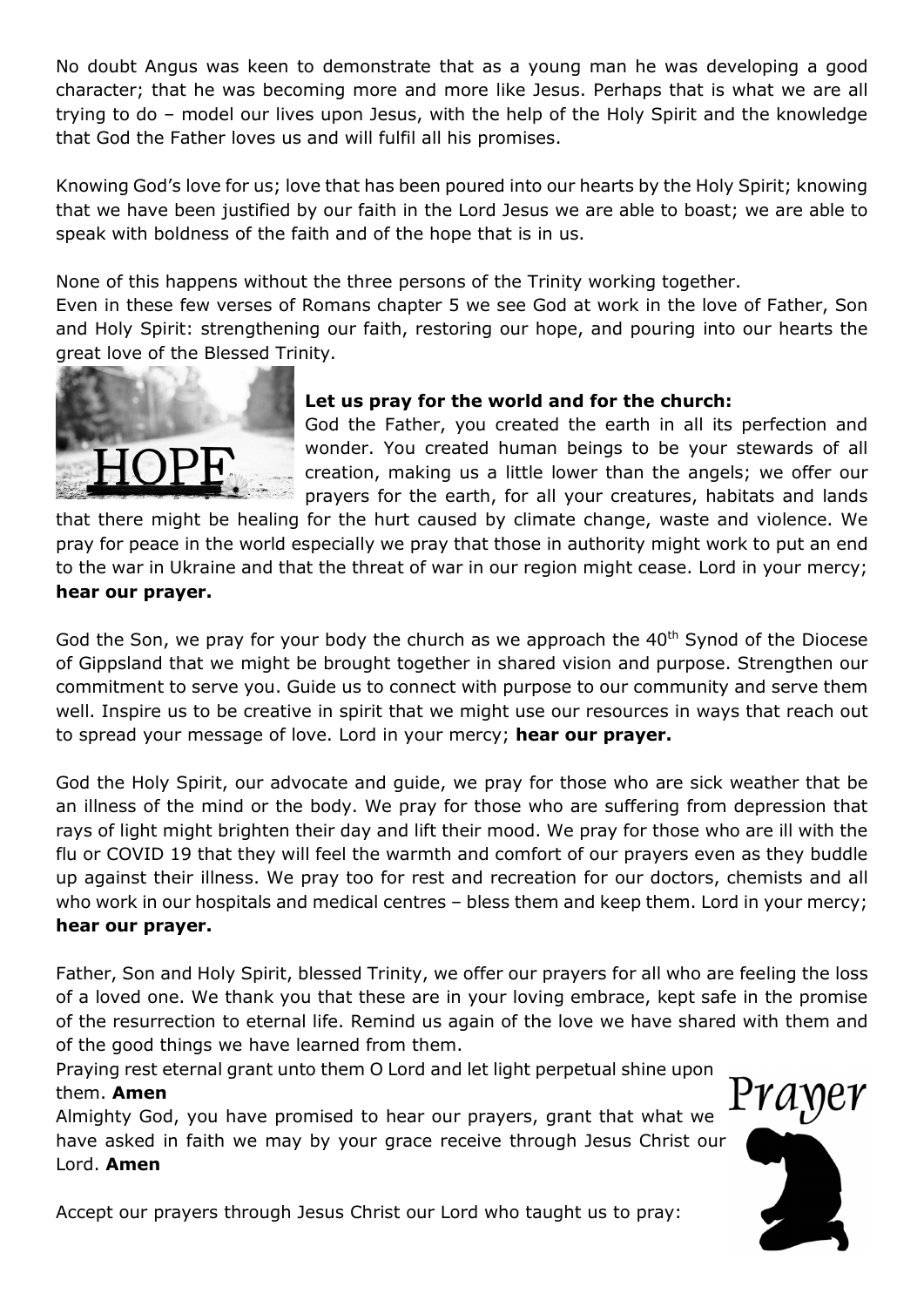No doubt Angus was keen to demonstrate that as a young man he was developing a good character; that he was becoming more and more like Jesus. Perhaps that is what we are all trying to do – model our lives upon Jesus, with the help of the Holy Spirit and the knowledge that God the Father loves us and will fulfil all his promises.

Knowing God's love for us; love that has been poured into our hearts by the Holy Spirit; knowing that we have been justified by our faith in the Lord Jesus we are able to boast; we are able to speak with boldness of the faith and of the hope that is in us.

None of this happens without the three persons of the Trinity working together.
Even in these few verses of Romans chapter 5 we see God at work in the love of Father, Son and Holy Spirit: strengthening our faith, restoring our hope, and pouring into our hearts the great love of the Blessed Trinity.

**Let us pray for the world and for the church:**

God the Father, you created the earth in all its perfection and wonder. You created human beings to be your stewards of all creation, making us a little lower than the angels; we offer our prayers for the earth, for all your creatures, habitats and lands that there might be healing for the hurt caused by climate change, waste and violence. We pray for peace in the world especially we pray that those in authority might work to put an end to the war in Ukraine and that the threat of war in our region might cease. Lord in your mercy; **hear our prayer.**

God the Son, we pray for your body the church as we approach the 40th Synod of the Diocese of Gippsland that we might be brought together in shared vision and purpose. Strengthen our commitment to serve you. Guide us to connect with purpose to our community and serve them well. Inspire us to be creative in spirit that we might use our resources in ways that reach out to spread your message of love. Lord in your mercy; **hear our prayer.**

God the Holy Spirit, our advocate and guide, we pray for those who are sick weather that be an illness of the mind or the body. We pray for those who are suffering from depression that rays of light might brighten their day and lift their mood. We pray for those who are ill with the flu or COVID 19 that they will feel the warmth and comfort of our prayers even as they buddle up against their illness. We pray too for rest and recreation for our doctors, chemists and all who work in our hospitals and medical centres – bless them and keep them. Lord in your mercy; **hear our prayer.**

Father, Son and Holy Spirit, blessed Trinity, we offer our prayers for all who are feeling the loss of a loved one. We thank you that these are in your loving embrace, kept safe in the promise of the resurrection to eternal life. Remind us again of the love we have shared with them and of the good things we have learned from them.

Praying rest eternal grant unto them O Lord and let light perpetual shine upon them. **Amen**

Almighty God, you have promised to hear our prayers, grant that what we have asked in faith we may by your grace receive through Jesus Christ our Lord. **Amen**

Accept our prayers through Jesus Christ our Lord who taught us to pray: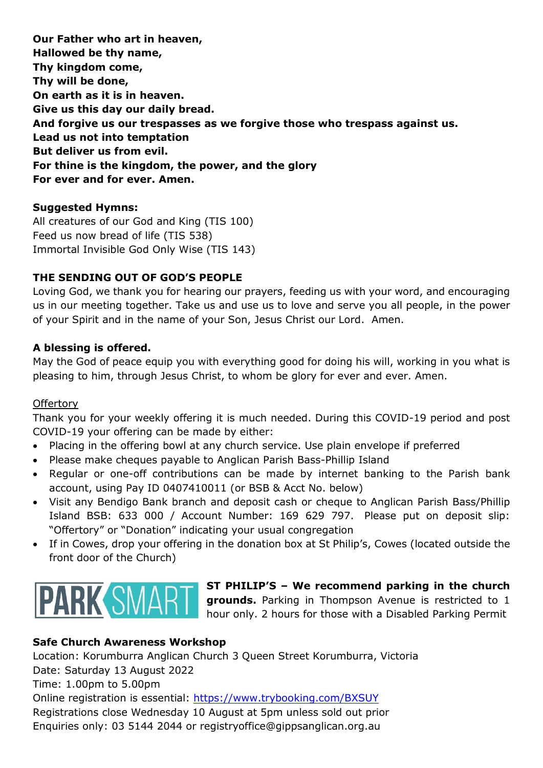**Our Father who art in heaven,**
**Hallowed be thy name,**
**Thy kingdom come,**
**Thy will be done,**
**On earth as it is in heaven.**
**Give us this day our daily bread.**
**And forgive us our trespasses as we forgive those who trespass against us.**
**Lead us not into temptation**
**But deliver us from evil.**
**For thine is the kingdom, the power, and the glory**
**For ever and for ever. Amen.**

**Suggested Hymns:**
All creatures of our God and King (TIS 100)
Feed us now bread of life (TIS 538)
Immortal Invisible God Only Wise (TIS 143)

**THE SENDING OUT OF GOD'S PEOPLE**
Loving God, we thank you for hearing our prayers, feeding us with your word, and encouraging us in our meeting together. Take us and use us to love and serve you all people, in the power of your Spirit and in the name of your Son, Jesus Christ our Lord. Amen.

**A blessing is offered.**
May the God of peace equip you with everything good for doing his will, working in you what is pleasing to him, through Jesus Christ, to whom be glory for ever and ever. Amen.

Offertory
Thank you for your weekly offering it is much needed. During this COVID-19 period and post COVID-19 your offering can be made by either:

- Placing in the offering bowl at any church service. Use plain envelope if preferred
- Please make cheques payable to Anglican Parish Bass-Phillip Island
- Regular or one-off contributions can be made by internet banking to the Parish bank account, using Pay ID 0407410011 (or BSB & Acct No. below)
- Visit any Bendigo Bank branch and deposit cash or cheque to Anglican Parish Bass/Phillip Island BSB: 633 000 / Account Number: 169 629 797. Please put on deposit slip: "Offertory" or "Donation" indicating your usual congregation
- If in Cowes, drop your offering in the donation box at St Philip's, Cowes (located outside the front door of the Church)

PARK SMART

**ST PHILIP'S – We recommend parking in the church grounds.** Parking in Thompson Avenue is restricted to 1 hour only. 2 hours for those with a Disabled Parking Permit

**Safe Church Awareness Workshop**
Location: Korumburra Anglican Church 3 Queen Street Korumburra, Victoria
Date: Saturday 13 August 2022
Time: 1.00pm to 5.00pm
Online registration is essential: https://www.trybooking.com/BXSUY
Registrations close Wednesday 10 August at 5pm unless sold out prior
Enquiries only: 03 5144 2044 or registryoffice@gippsanglican.org.au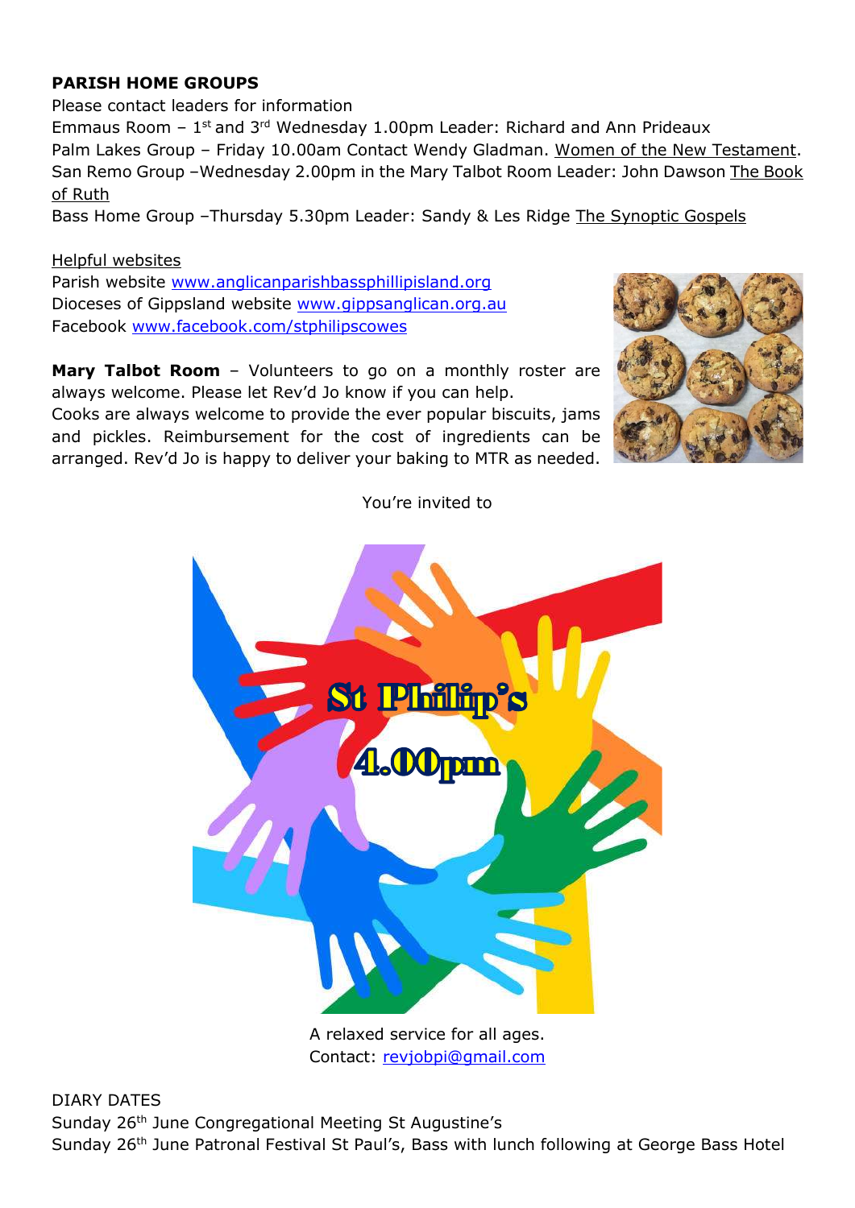**PARISH HOME GROUPS**

Please contact leaders for information

Emmaus Room – 1st and 3rd Wednesday 1.00pm Leader: Richard and Ann Prideaux

Palm Lakes Group – Friday 10.00am Contact Wendy Gladman. Women of the New Testament.

San Remo Group –Wednesday 2.00pm in the Mary Talbot Room Leader: John Dawson The Book of Ruth

Bass Home Group –Thursday 5.30pm Leader: Sandy & Les Ridge The Synoptic Gospels

Helpful websites

Parish website www.anglicanparishbassphillipisland.org

Dioceses of Gippsland website www.gippsanglican.org.au

Facebook www.facebook.com/stphilipscowes

**Mary Talbot Room** – Volunteers to go on a monthly roster are always welcome. Please let Rev'd Jo know if you can help.

Cooks are always welcome to provide the ever popular biscuits, jams and pickles. Reimbursement for the cost of ingredients can be arranged. Rev'd Jo is happy to deliver your baking to MTR as needed.

You're invited to

St Philip's

4.00pm

A relaxed service for all ages.

Contact: revjobpi@gmail.com

DIARY DATES

Sunday 26th June Congregational Meeting St Augustine's

Sunday 26th June Patronal Festival St Paul's, Bass with lunch following at George Bass Hotel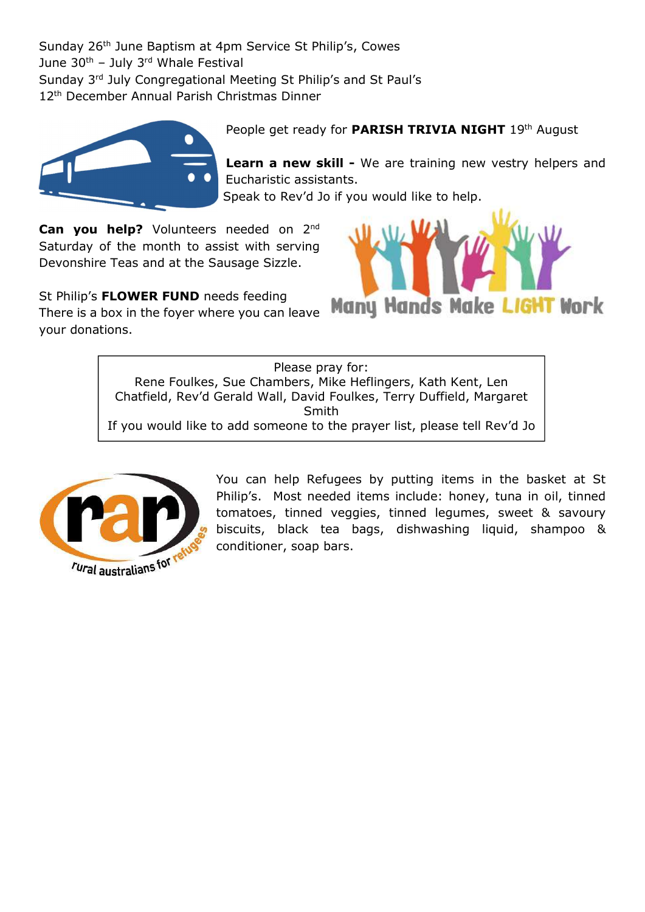Sunday 26th June Baptism at 4pm Service St Philip's, Cowes
June 30th – July 3rd Whale Festival
Sunday 3rd July Congregational Meeting St Philip's and St Paul's
12th December Annual Parish Christmas Dinner

People get ready for **PARISH TRIVIA NIGHT** 19th August

**Learn a new skill -** We are training new vestry helpers and Eucharistic assistants.
Speak to Rev'd Jo if you would like to help.

**Can you help?** Volunteers needed on 2nd Saturday of the month to assist with serving Devonshire Teas and at the Sausage Sizzle.

St Philip's **FLOWER FUND** needs feeding
There is a box in the foyer where you can leave your donations.

Many Hands Make LIGHT Work

Please pray for:
Rene Foulkes, Sue Chambers, Mike Heflingers, Kath Kent, Len Chatfield, Rev'd Gerald Wall, David Foulkes, Terry Duffield, Margaret Smith
If you would like to add someone to the prayer list, please tell Rev'd Jo

rar rural australians for refugees

You can help Refugees by putting items in the basket at St Philip's. Most needed items include: honey, tuna in oil, tinned tomatoes, tinned veggies, tinned legumes, sweet & savoury biscuits, black tea bags, dishwashing liquid, shampoo & conditioner, soap bars.